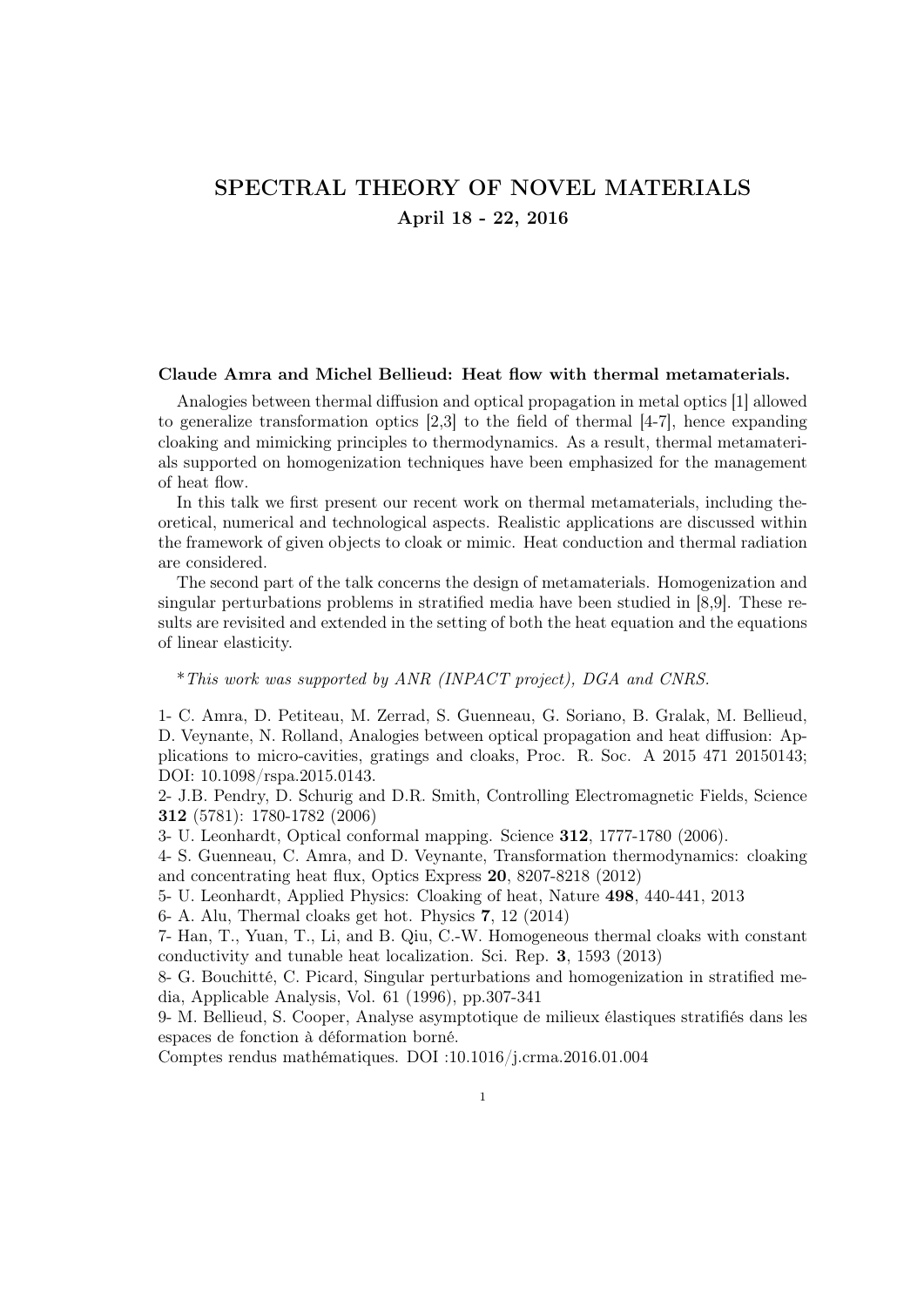# SPECTRAL THEORY OF NOVEL MATERIALS

**April 18 - 22, 2016**

**Claude Amra and Michel Bellieud: Heat flow with thermal metamaterials.**

Analogies between thermal diffusion and optical propagation in metal optics [1] allowed to generalize transformation optics [2,3] to the field of thermal [4-7], hence expanding cloaking and mimicking principles to thermodynamics. As a result, thermal metamaterials supported on homogenization techniques have been emphasized for the management of heat flow.

In this talk we first present our recent work on thermal metamaterials, including theoretical, numerical and technological aspects. Realistic applications are discussed within the framework of given objects to cloak or mimic. Heat conduction and thermal radiation are considered.

The second part of the talk concerns the design of metamaterials. Homogenization and singular perturbations problems in stratified media have been studied in [8,9]. These results are revisited and extended in the setting of both the heat equation and the equations of linear elasticity.

\**This work was supported by ANR (INPACT project), DGA and CNRS.*

1- C. Amra, D. Petiteau, M. Zerrad, S. Guenneau, G. Soriano, B. Gralak, M. Bellieud, D. Veynante, N. Rolland, Analogies between optical propagation and heat diffusion: Applications to micro-cavities, gratings and cloaks, Proc. R. Soc. A 2015 471 20150143; DOI: 10.1098/rspa.2015.0143.

2- J.B. Pendry, D. Schurig and D.R. Smith, Controlling Electromagnetic Fields, Science **312** (5781): 1780-1782 (2006)

3- U. Leonhardt, Optical conformal mapping. Science **312**, 1777-1780 (2006).

4- S. Guenneau, C. Amra, and D. Veynante, Transformation thermodynamics: cloaking and concentrating heat flux, Optics Express **20**, 8207-8218 (2012)

5- U. Leonhardt, Applied Physics: Cloaking of heat, Nature **498**, 440-441, 2013

6- A. Alu, Thermal cloaks get hot. Physics **7**, 12 (2014)

7- Han, T., Yuan, T., Li, and B. Qiu, C.-W. Homogeneous thermal cloaks with constant conductivity and tunable heat localization. Sci. Rep. **3**, 1593 (2013)

8- G. Bouchitté, C. Picard, Singular perturbations and homogenization in stratified media, Applicable Analysis, Vol. 61 (1996), pp.307-341

9- M. Bellieud, S. Cooper, Analyse asymptotique de milieux élastiques stratifiés dans les espaces de fonction à déformation borné.
Comptes rendus mathématiques. DOI :10.1016/j.crma.2016.01.004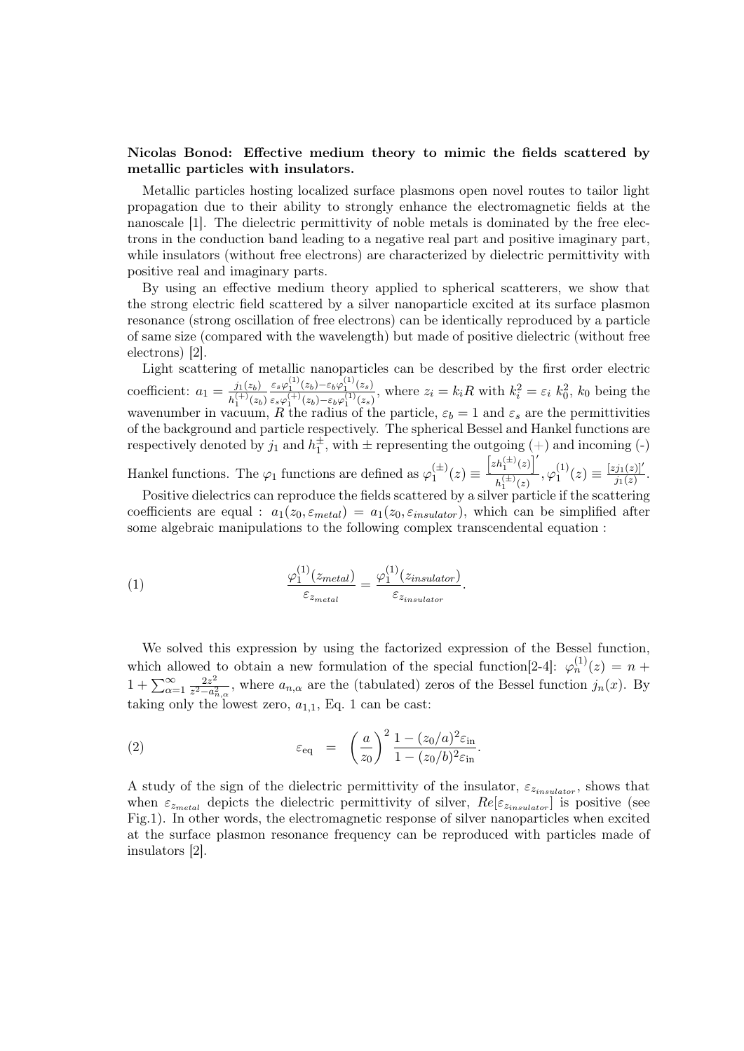**Nicolas Bonod: Effective medium theory to mimic the fields scattered by metallic particles with insulators.**

Metallic particles hosting localized surface plasmons open novel routes to tailor light propagation due to their ability to strongly enhance the electromagnetic fields at the nanoscale [1]. The dielectric permittivity of noble metals is dominated by the free electrons in the conduction band leading to a negative real part and positive imaginary part, while insulators (without free electrons) are characterized by dielectric permittivity with positive real and imaginary parts.

By using an effective medium theory applied to spherical scatterers, we show that the strong electric field scattered by a silver nanoparticle excited at its surface plasmon resonance (strong oscillation of free electrons) can be identically reproduced by a particle of same size (compared with the wavelength) but made of positive dielectric (without free electrons) [2].

Light scattering of metallic nanoparticles can be described by the first order electric coefficient: $a_1 = \frac{j_1(z_b)}{h_1^{(+)}(z_b)} \frac{\varepsilon_s \varphi_1^{(1)}(z_b) - \varepsilon_b \varphi_1^{(1)}(z_s)}{\varepsilon_s \varphi_1^{(+)}(z_b) - \varepsilon_b \varphi_1^{(1)}(z_s)}$, where $z_i = k_i R$ with $k_i^2 = \varepsilon_i \, k_0^2$, $k_0$ being the wavenumber in vacuum, $R$ the radius of the particle, $\varepsilon_b = 1$ and $\varepsilon_s$ are the permittivities of the background and particle respectively. The spherical Bessel and Hankel functions are respectively denoted by $j_1$ and $h_1^{\pm}$, with $\pm$ representing the outgoing $(+)$ and incoming (-) Hankel functions. The $\varphi_1$ functions are defined as $\varphi_1^{(\pm)}(z) \equiv \frac{\left[z h_1^{(\pm)}(z)\right]'}{h_1^{(\pm)}(z)}$, $\varphi_1^{(1)}(z) \equiv \frac{[z j_1(z)]'}{j_1(z)}$.

Positive dielectrics can reproduce the fields scattered by a silver particle if the scattering coefficients are equal : $a_1(z_0, \varepsilon_{metal}) = a_1(z_0, \varepsilon_{insulator})$, which can be simplified after some algebraic manipulations to the following complex transcendental equation :

$$\frac{\varphi_1^{(1)}(z_{metal})}{\varepsilon_{z_{metal}}} = \frac{\varphi_1^{(1)}(z_{insulator})}{\varepsilon_{z_{insulator}}}. \tag{1}$$

We solved this expression by using the factorized expression of the Bessel function, which allowed to obtain a new formulation of the special function[2-4]: $\varphi_n^{(1)}(z) = n + 1 + \sum_{\alpha=1}^{\infty} \frac{2z^2}{z^2 - a_{n,\alpha}^2}$, where $a_{n,\alpha}$ are the (tabulated) zeros of the Bessel function $j_n(x)$. By taking only the lowest zero, $a_{1,1}$, Eq. 1 can be cast:

$$\varepsilon_{\text{eq}} = \left(\frac{a}{z_0}\right)^2 \frac{1 - (z_0/a)^2 \varepsilon_{\text{in}}}{1 - (z_0/b)^2 \varepsilon_{\text{in}}}. \tag{2}$$

A study of the sign of the dielectric permittivity of the insulator, $\varepsilon_{z_{insulator}}$, shows that when $\varepsilon_{z_{metal}}$ depicts the dielectric permittivity of silver, $Re[\varepsilon_{z_{insulator}}]$ is positive (see Fig.1). In other words, the electromagnetic response of silver nanoparticles when excited at the surface plasmon resonance frequency can be reproduced with particles made of insulators [2].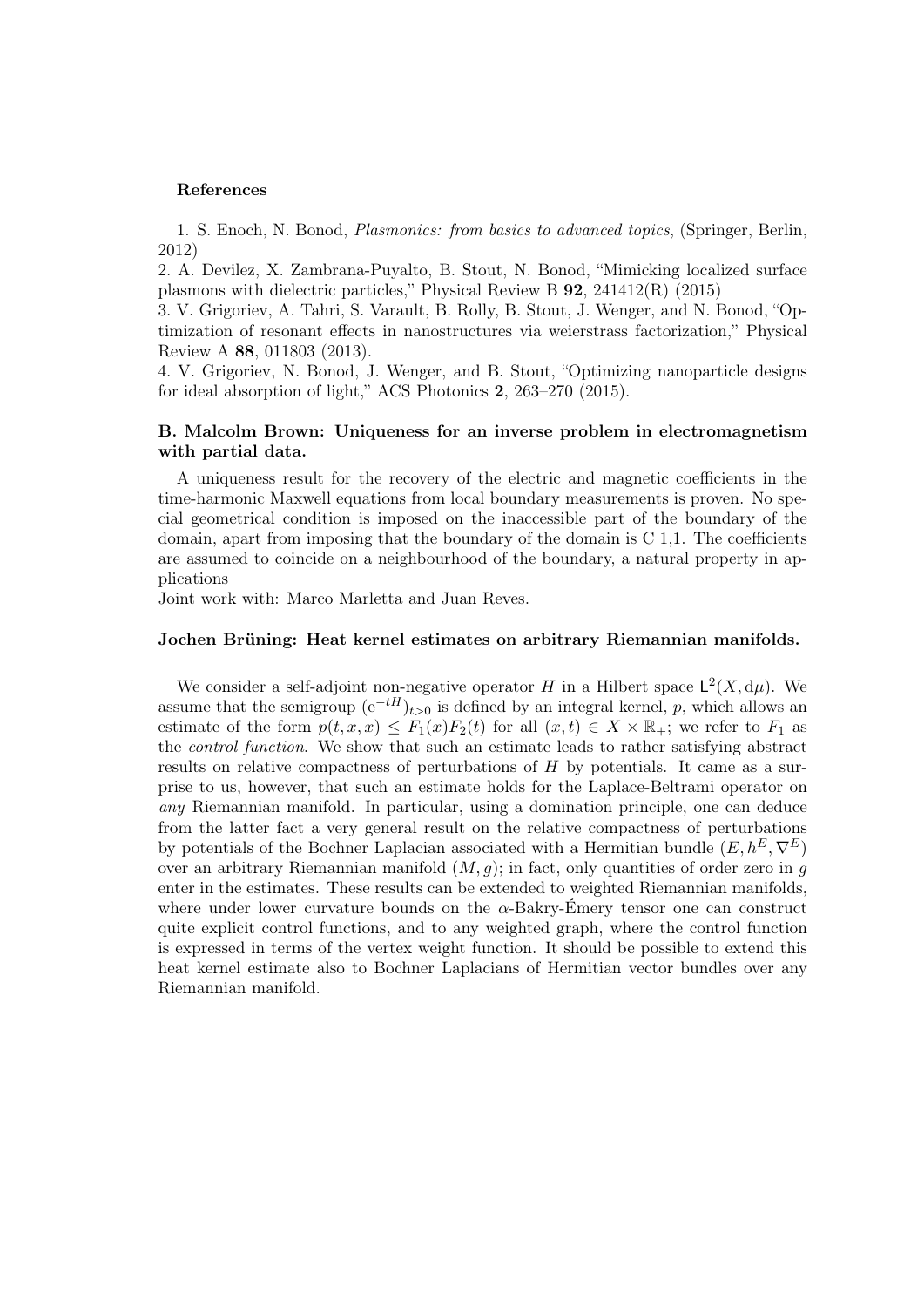**References**

1. S. Enoch, N. Bonod, *Plasmonics: from basics to advanced topics*, (Springer, Berlin, 2012)
2. A. Devilez, X. Zambrana-Puyalto, B. Stout, N. Bonod, "Mimicking localized surface plasmons with dielectric particles," Physical Review B **92**, 241412(R) (2015)
3. V. Grigoriev, A. Tahri, S. Varault, B. Rolly, B. Stout, J. Wenger, and N. Bonod, "Optimization of resonant effects in nanostructures via weierstrass factorization," Physical Review A **88**, 011803 (2013).
4. V. Grigoriev, N. Bonod, J. Wenger, and B. Stout, "Optimizing nanoparticle designs for ideal absorption of light," ACS Photonics **2**, 263–270 (2015).

### B. Malcolm Brown: Uniqueness for an inverse problem in electromagnetism with partial data.

A uniqueness result for the recovery of the electric and magnetic coefficients in the time-harmonic Maxwell equations from local boundary measurements is proven. No special geometrical condition is imposed on the inaccessible part of the boundary of the domain, apart from imposing that the boundary of the domain is C 1,1. The coefficients are assumed to coincide on a neighbourhood of the boundary, a natural property in applications
Joint work with: Marco Marletta and Juan Reves.

### Jochen Brüning: Heat kernel estimates on arbitrary Riemannian manifolds.

We consider a self-adjoint non-negative operator $H$ in a Hilbert space $\mathsf{L}^2(X, \mathrm{d}\mu)$. We assume that the semigroup $(\mathrm{e}^{-tH})_{t>0}$ is defined by an integral kernel, $p$, which allows an estimate of the form $p(t,x,x) \leq F_1(x)F_2(t)$ for all $(x,t) \in X \times \mathbb{R}_+$; we refer to $F_1$ as the *control function*. We show that such an estimate leads to rather satisfying abstract results on relative compactness of perturbations of $H$ by potentials. It came as a surprise to us, however, that such an estimate holds for the Laplace-Beltrami operator on *any* Riemannian manifold. In particular, using a domination principle, one can deduce from the latter fact a very general result on the relative compactness of perturbations by potentials of the Bochner Laplacian associated with a Hermitian bundle $(E, h^E, \nabla^E)$ over an arbitrary Riemannian manifold $(M, g)$; in fact, only quantities of order zero in $g$ enter in the estimates. These results can be extended to weighted Riemannian manifolds, where under lower curvature bounds on the $\alpha$-Bakry-Émery tensor one can construct quite explicit control functions, and to any weighted graph, where the control function is expressed in terms of the vertex weight function. It should be possible to extend this heat kernel estimate also to Bochner Laplacians of Hermitian vector bundles over any Riemannian manifold.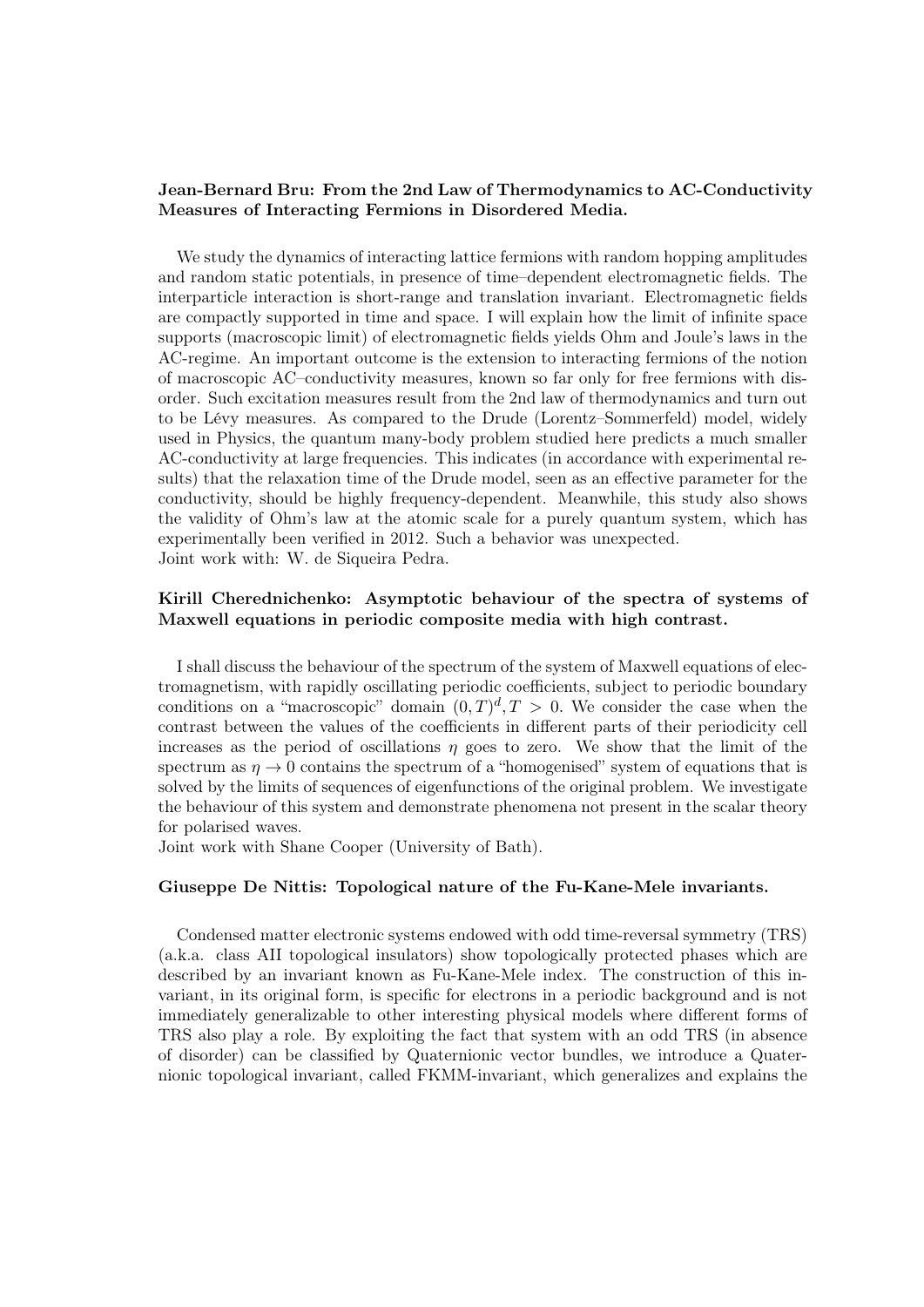**Jean-Bernard Bru: From the 2nd Law of Thermodynamics to AC-Conductivity Measures of Interacting Fermions in Disordered Media.**

We study the dynamics of interacting lattice fermions with random hopping amplitudes and random static potentials, in presence of time–dependent electromagnetic fields. The interparticle interaction is short-range and translation invariant. Electromagnetic fields are compactly supported in time and space. I will explain how the limit of infinite space supports (macroscopic limit) of electromagnetic fields yields Ohm and Joule's laws in the AC-regime. An important outcome is the extension to interacting fermions of the notion of macroscopic AC–conductivity measures, known so far only for free fermions with disorder. Such excitation measures result from the 2nd law of thermodynamics and turn out to be Lévy measures. As compared to the Drude (Lorentz–Sommerfeld) model, widely used in Physics, the quantum many-body problem studied here predicts a much smaller AC-conductivity at large frequencies. This indicates (in accordance with experimental results) that the relaxation time of the Drude model, seen as an effective parameter for the conductivity, should be highly frequency-dependent. Meanwhile, this study also shows the validity of Ohm's law at the atomic scale for a purely quantum system, which has experimentally been verified in 2012. Such a behavior was unexpected.
Joint work with: W. de Siqueira Pedra.

**Kirill Cherednichenko: Asymptotic behaviour of the spectra of systems of Maxwell equations in periodic composite media with high contrast.**

I shall discuss the behaviour of the spectrum of the system of Maxwell equations of electromagnetism, with rapidly oscillating periodic coefficients, subject to periodic boundary conditions on a "macroscopic" domain $(0, T)^d, T > 0$. We consider the case when the contrast between the values of the coefficients in different parts of their periodicity cell increases as the period of oscillations $\eta$ goes to zero. We show that the limit of the spectrum as $\eta \to 0$ contains the spectrum of a "homogenised" system of equations that is solved by the limits of sequences of eigenfunctions of the original problem. We investigate the behaviour of this system and demonstrate phenomena not present in the scalar theory for polarised waves.
Joint work with Shane Cooper (University of Bath).

**Giuseppe De Nittis: Topological nature of the Fu-Kane-Mele invariants.**

Condensed matter electronic systems endowed with odd time-reversal symmetry (TRS) (a.k.a. class AII topological insulators) show topologically protected phases which are described by an invariant known as Fu-Kane-Mele index. The construction of this invariant, in its original form, is specific for electrons in a periodic background and is not immediately generalizable to other interesting physical models where different forms of TRS also play a role. By exploiting the fact that system with an odd TRS (in absence of disorder) can be classified by Quaternionic vector bundles, we introduce a Quaternionic topological invariant, called FKMM-invariant, which generalizes and explains the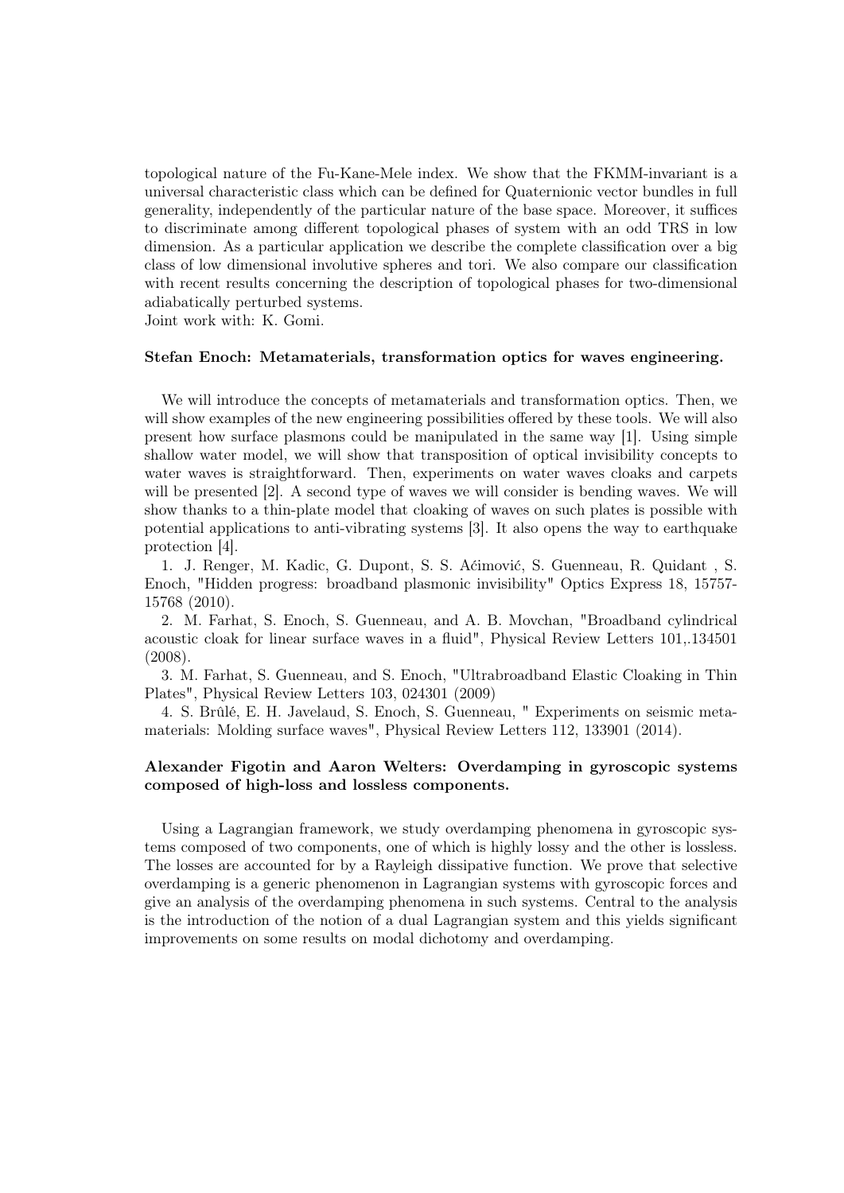topological nature of the Fu-Kane-Mele index. We show that the FKMM-invariant is a universal characteristic class which can be defined for Quaternionic vector bundles in full generality, independently of the particular nature of the base space. Moreover, it suffices to discriminate among different topological phases of system with an odd TRS in low dimension. As a particular application we describe the complete classification over a big class of low dimensional involutive spheres and tori. We also compare our classification with recent results concerning the description of topological phases for two-dimensional adiabatically perturbed systems.
Joint work with: K. Gomi.

**Stefan Enoch: Metamaterials, transformation optics for waves engineering.**

We will introduce the concepts of metamaterials and transformation optics. Then, we will show examples of the new engineering possibilities offered by these tools. We will also present how surface plasmons could be manipulated in the same way [1]. Using simple shallow water model, we will show that transposition of optical invisibility concepts to water waves is straightforward. Then, experiments on water waves cloaks and carpets will be presented [2]. A second type of waves we will consider is bending waves. We will show thanks to a thin-plate model that cloaking of waves on such plates is possible with potential applications to anti-vibrating systems [3]. It also opens the way to earthquake protection [4].

1. J. Renger, M. Kadic, G. Dupont, S. S. Aćimović, S. Guenneau, R. Quidant , S. Enoch, "Hidden progress: broadband plasmonic invisibility" Optics Express 18, 15757-15768 (2010).

2. M. Farhat, S. Enoch, S. Guenneau, and A. B. Movchan, "Broadband cylindrical acoustic cloak for linear surface waves in a fluid", Physical Review Letters 101,.134501 (2008).

3. M. Farhat, S. Guenneau, and S. Enoch, "Ultrabroadband Elastic Cloaking in Thin Plates", Physical Review Letters 103, 024301 (2009)

4. S. Brûlé, E. H. Javelaud, S. Enoch, S. Guenneau, " Experiments on seismic metamaterials: Molding surface waves", Physical Review Letters 112, 133901 (2014).

**Alexander Figotin and Aaron Welters: Overdamping in gyroscopic systems composed of high-loss and lossless components.**

Using a Lagrangian framework, we study overdamping phenomena in gyroscopic systems composed of two components, one of which is highly lossy and the other is lossless. The losses are accounted for by a Rayleigh dissipative function. We prove that selective overdamping is a generic phenomenon in Lagrangian systems with gyroscopic forces and give an analysis of the overdamping phenomena in such systems. Central to the analysis is the introduction of the notion of a dual Lagrangian system and this yields significant improvements on some results on modal dichotomy and overdamping.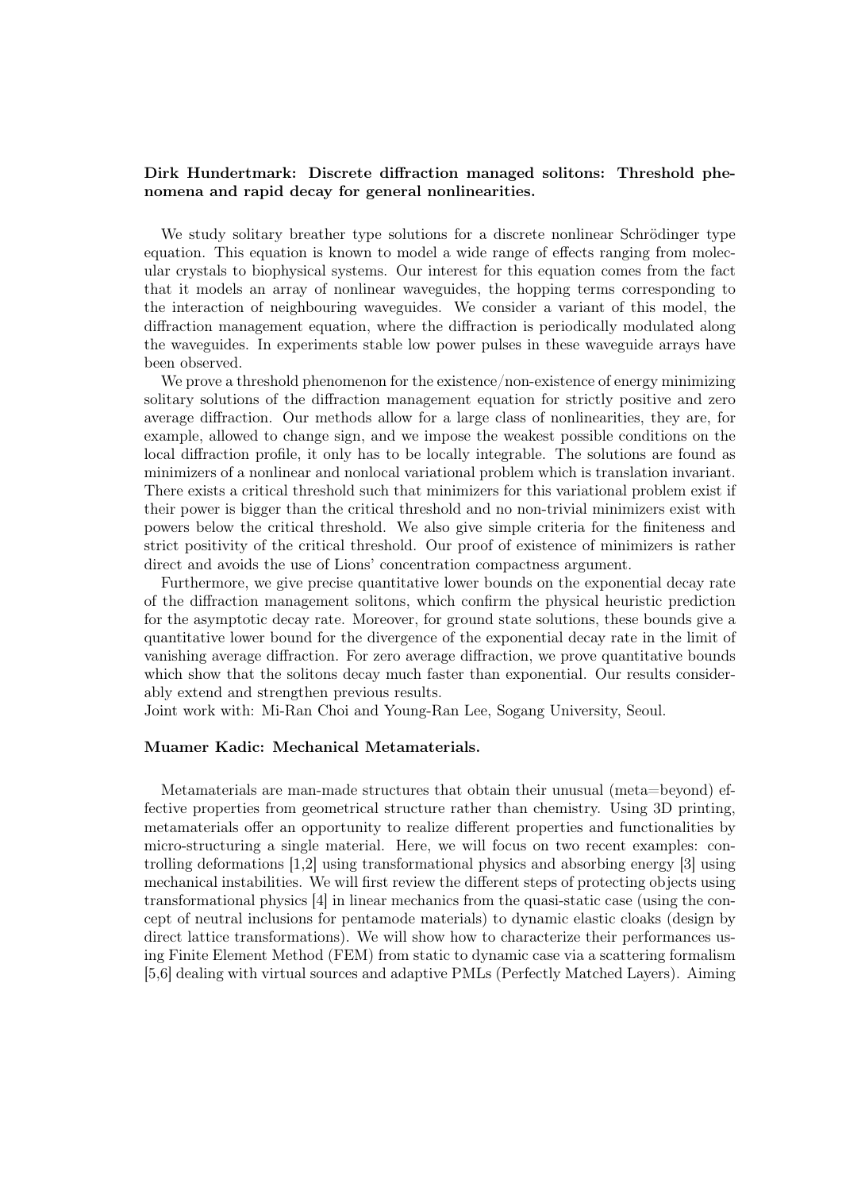**Dirk Hundertmark: Discrete diffraction managed solitons: Threshold phenomena and rapid decay for general nonlinearities.**

We study solitary breather type solutions for a discrete nonlinear Schrödinger type equation. This equation is known to model a wide range of effects ranging from molecular crystals to biophysical systems. Our interest for this equation comes from the fact that it models an array of nonlinear waveguides, the hopping terms corresponding to the interaction of neighbouring waveguides. We consider a variant of this model, the diffraction management equation, where the diffraction is periodically modulated along the waveguides. In experiments stable low power pulses in these waveguide arrays have been observed.

We prove a threshold phenomenon for the existence/non-existence of energy minimizing solitary solutions of the diffraction management equation for strictly positive and zero average diffraction. Our methods allow for a large class of nonlinearities, they are, for example, allowed to change sign, and we impose the weakest possible conditions on the local diffraction profile, it only has to be locally integrable. The solutions are found as minimizers of a nonlinear and nonlocal variational problem which is translation invariant. There exists a critical threshold such that minimizers for this variational problem exist if their power is bigger than the critical threshold and no non-trivial minimizers exist with powers below the critical threshold. We also give simple criteria for the finiteness and strict positivity of the critical threshold. Our proof of existence of minimizers is rather direct and avoids the use of Lions' concentration compactness argument.

Furthermore, we give precise quantitative lower bounds on the exponential decay rate of the diffraction management solitons, which confirm the physical heuristic prediction for the asymptotic decay rate. Moreover, for ground state solutions, these bounds give a quantitative lower bound for the divergence of the exponential decay rate in the limit of vanishing average diffraction. For zero average diffraction, we prove quantitative bounds which show that the solitons decay much faster than exponential. Our results considerably extend and strengthen previous results.

Joint work with: Mi-Ran Choi and Young-Ran Lee, Sogang University, Seoul.

**Muamer Kadic: Mechanical Metamaterials.**

Metamaterials are man-made structures that obtain their unusual (meta=beyond) effective properties from geometrical structure rather than chemistry. Using 3D printing, metamaterials offer an opportunity to realize different properties and functionalities by micro-structuring a single material. Here, we will focus on two recent examples: controlling deformations [1,2] using transformational physics and absorbing energy [3] using mechanical instabilities. We will first review the different steps of protecting objects using transformational physics [4] in linear mechanics from the quasi-static case (using the concept of neutral inclusions for pentamode materials) to dynamic elastic cloaks (design by direct lattice transformations). We will show how to characterize their performances using Finite Element Method (FEM) from static to dynamic case via a scattering formalism [5,6] dealing with virtual sources and adaptive PMLs (Perfectly Matched Layers). Aiming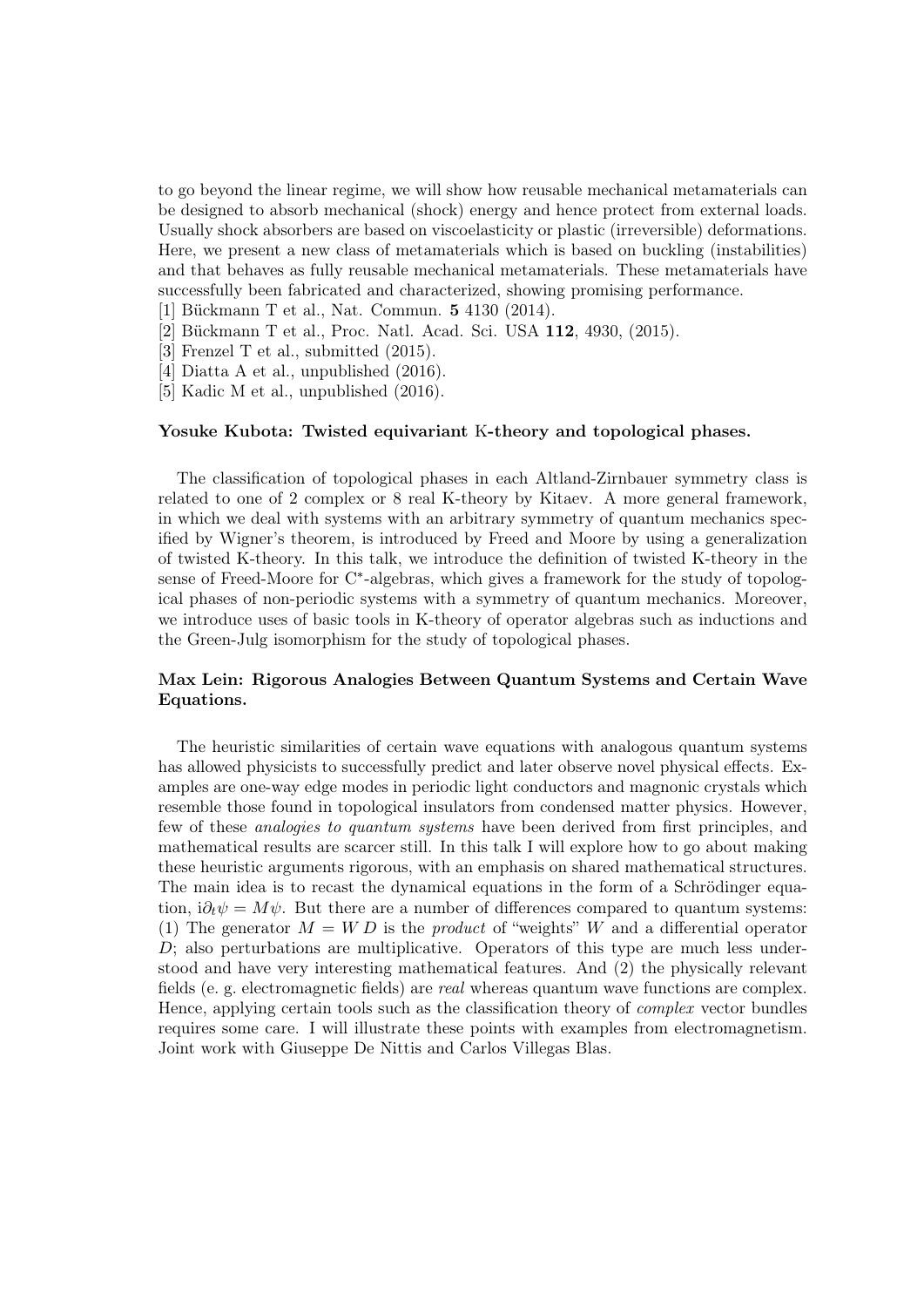to go beyond the linear regime, we will show how reusable mechanical metamaterials can be designed to absorb mechanical (shock) energy and hence protect from external loads. Usually shock absorbers are based on viscoelasticity or plastic (irreversible) deformations. Here, we present a new class of metamaterials which is based on buckling (instabilities) and that behaves as fully reusable mechanical metamaterials. These metamaterials have successfully been fabricated and characterized, showing promising performance.

[1] Bückmann T et al., Nat. Commun. **5** 4130 (2014).
[2] Bückmann T et al., Proc. Natl. Acad. Sci. USA **112**, 4930, (2015).
[3] Frenzel T et al., submitted (2015).
[4] Diatta A et al., unpublished (2016).
[5] Kadic M et al., unpublished (2016).

### Yosuke Kubota: Twisted equivariant K-theory and topological phases.

The classification of topological phases in each Altland-Zirnbauer symmetry class is related to one of 2 complex or 8 real K-theory by Kitaev. A more general framework, in which we deal with systems with an arbitrary symmetry of quantum mechanics specified by Wigner's theorem, is introduced by Freed and Moore by using a generalization of twisted K-theory. In this talk, we introduce the definition of twisted K-theory in the sense of Freed-Moore for C*-algebras, which gives a framework for the study of topological phases of non-periodic systems with a symmetry of quantum mechanics. Moreover, we introduce uses of basic tools in K-theory of operator algebras such as inductions and the Green-Julg isomorphism for the study of topological phases.

### Max Lein: Rigorous Analogies Between Quantum Systems and Certain Wave Equations.

The heuristic similarities of certain wave equations with analogous quantum systems has allowed physicists to successfully predict and later observe novel physical effects. Examples are one-way edge modes in periodic light conductors and magnonic crystals which resemble those found in topological insulators from condensed matter physics. However, few of these *analogies to quantum systems* have been derived from first principles, and mathematical results are scarcer still. In this talk I will explore how to go about making these heuristic arguments rigorous, with an emphasis on shared mathematical structures. The main idea is to recast the dynamical equations in the form of a Schrödinger equation, $\mathrm{i}\partial_t \psi = M\psi$. But there are a number of differences compared to quantum systems: (1) The generator $M = W\,D$ is the *product* of "weights" $W$ and a differential operator $D$; also perturbations are multiplicative. Operators of this type are much less understood and have very interesting mathematical features. And (2) the physically relevant fields (e. g. electromagnetic fields) are *real* whereas quantum wave functions are complex. Hence, applying certain tools such as the classification theory of *complex* vector bundles requires some care. I will illustrate these points with examples from electromagnetism. Joint work with Giuseppe De Nittis and Carlos Villegas Blas.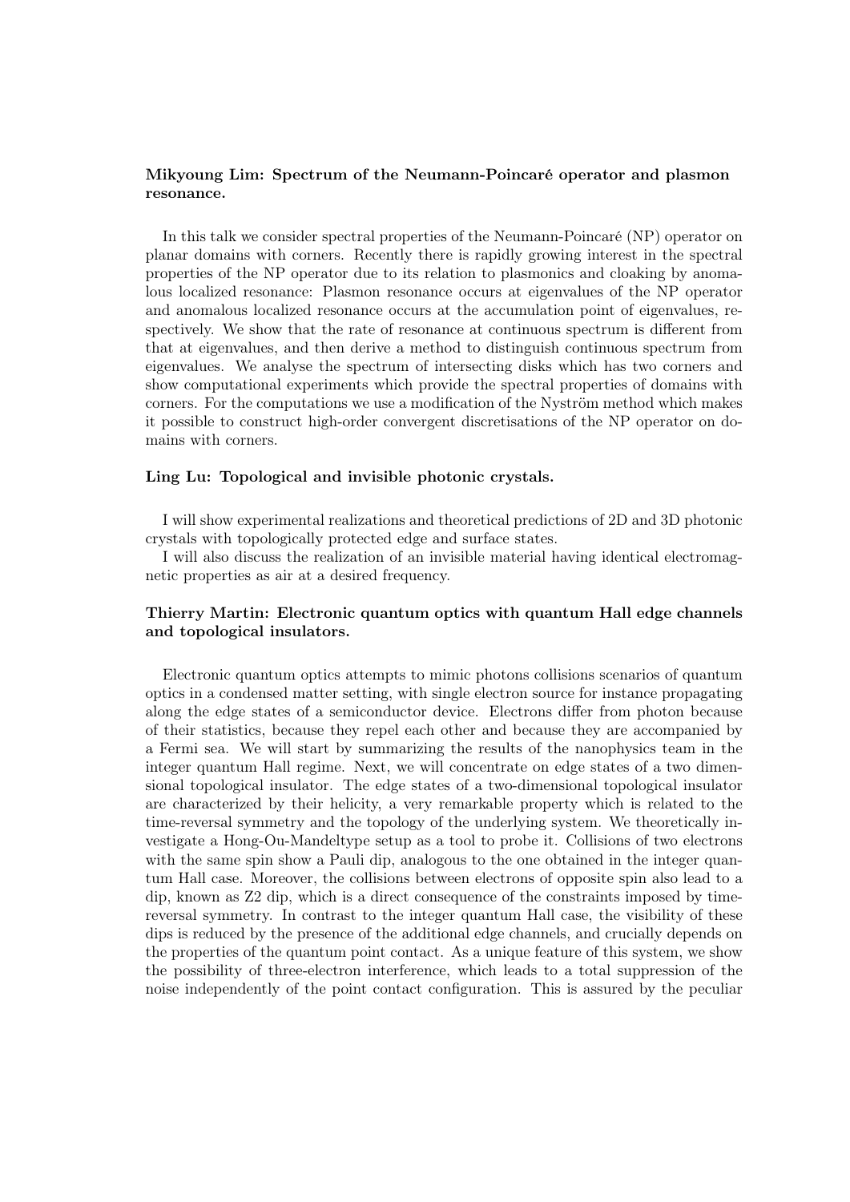**Mikyoung Lim: Spectrum of the Neumann-Poincaré operator and plasmon resonance.**

In this talk we consider spectral properties of the Neumann-Poincaré (NP) operator on planar domains with corners. Recently there is rapidly growing interest in the spectral properties of the NP operator due to its relation to plasmonics and cloaking by anomalous localized resonance: Plasmon resonance occurs at eigenvalues of the NP operator and anomalous localized resonance occurs at the accumulation point of eigenvalues, respectively. We show that the rate of resonance at continuous spectrum is different from that at eigenvalues, and then derive a method to distinguish continuous spectrum from eigenvalues. We analyse the spectrum of intersecting disks which has two corners and show computational experiments which provide the spectral properties of domains with corners. For the computations we use a modification of the Nyström method which makes it possible to construct high-order convergent discretisations of the NP operator on domains with corners.

**Ling Lu: Topological and invisible photonic crystals.**

I will show experimental realizations and theoretical predictions of 2D and 3D photonic crystals with topologically protected edge and surface states.

I will also discuss the realization of an invisible material having identical electromagnetic properties as air at a desired frequency.

**Thierry Martin: Electronic quantum optics with quantum Hall edge channels and topological insulators.**

Electronic quantum optics attempts to mimic photons collisions scenarios of quantum optics in a condensed matter setting, with single electron source for instance propagating along the edge states of a semiconductor device. Electrons differ from photon because of their statistics, because they repel each other and because they are accompanied by a Fermi sea. We will start by summarizing the results of the nanophysics team in the integer quantum Hall regime. Next, we will concentrate on edge states of a two dimensional topological insulator. The edge states of a two-dimensional topological insulator are characterized by their helicity, a very remarkable property which is related to the time-reversal symmetry and the topology of the underlying system. We theoretically investigate a Hong-Ou-Mandeltype setup as a tool to probe it. Collisions of two electrons with the same spin show a Pauli dip, analogous to the one obtained in the integer quantum Hall case. Moreover, the collisions between electrons of opposite spin also lead to a dip, known as Z2 dip, which is a direct consequence of the constraints imposed by time-reversal symmetry. In contrast to the integer quantum Hall case, the visibility of these dips is reduced by the presence of the additional edge channels, and crucially depends on the properties of the quantum point contact. As a unique feature of this system, we show the possibility of three-electron interference, which leads to a total suppression of the noise independently of the point contact configuration. This is assured by the peculiar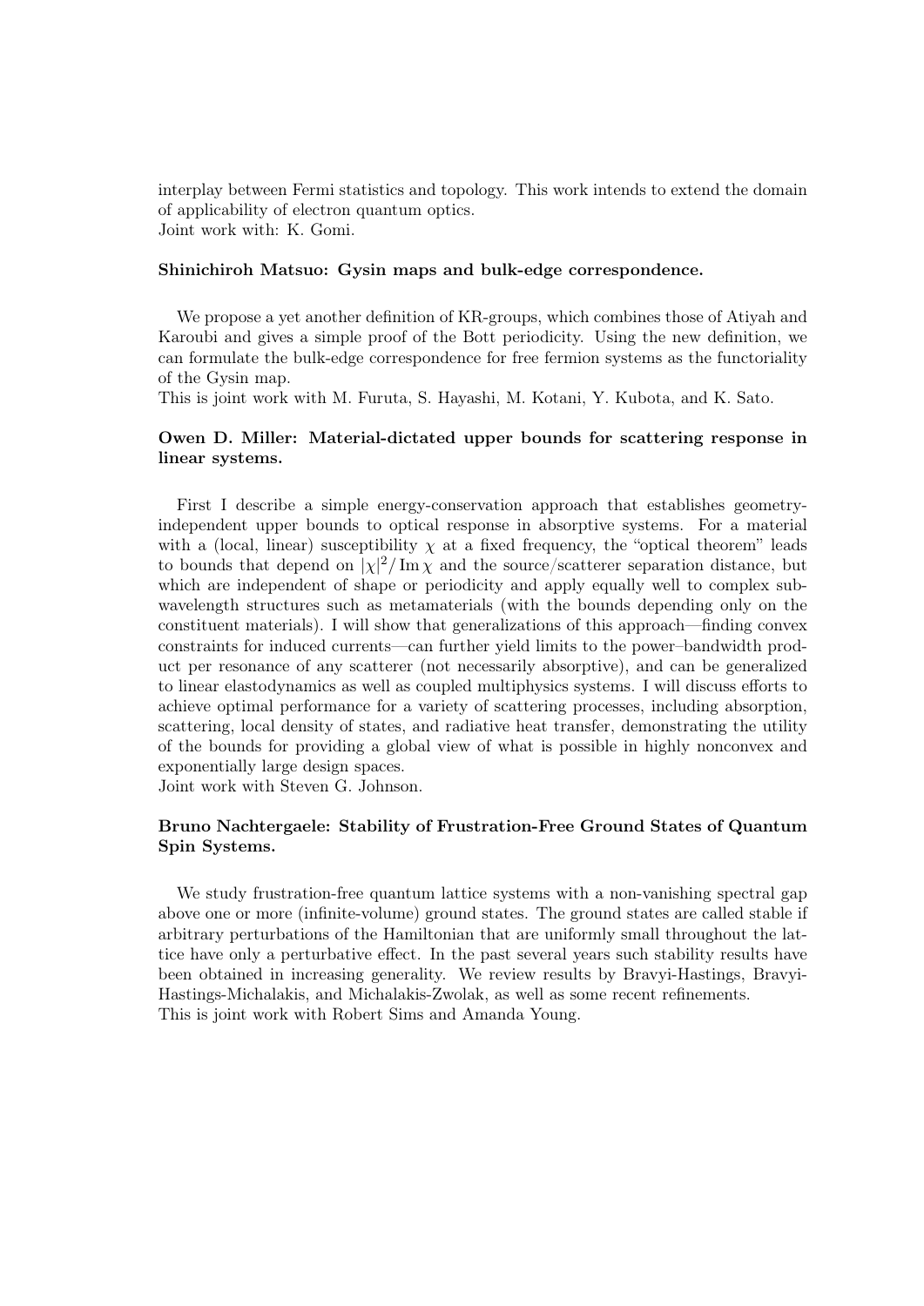interplay between Fermi statistics and topology. This work intends to extend the domain of applicability of electron quantum optics.
Joint work with: K. Gomi.

### Shinichiroh Matsuo: Gysin maps and bulk-edge correspondence.

We propose a yet another definition of KR-groups, which combines those of Atiyah and Karoubi and gives a simple proof of the Bott periodicity. Using the new definition, we can formulate the bulk-edge correspondence for free fermion systems as the functoriality of the Gysin map.
This is joint work with M. Furuta, S. Hayashi, M. Kotani, Y. Kubota, and K. Sato.

### Owen D. Miller: Material-dictated upper bounds for scattering response in linear systems.

First I describe a simple energy-conservation approach that establishes geometry-independent upper bounds to optical response in absorptive systems. For a material with a (local, linear) susceptibility $\chi$ at a fixed frequency, the "optical theorem" leads to bounds that depend on $|\chi|^2/\operatorname{Im}\chi$ and the source/scatterer separation distance, but which are independent of shape or periodicity and apply equally well to complex subwavelength structures such as metamaterials (with the bounds depending only on the constituent materials). I will show that generalizations of this approach—finding convex constraints for induced currents—can further yield limits to the power–bandwidth product per resonance of any scatterer (not necessarily absorptive), and can be generalized to linear elastodynamics as well as coupled multiphysics systems. I will discuss efforts to achieve optimal performance for a variety of scattering processes, including absorption, scattering, local density of states, and radiative heat transfer, demonstrating the utility of the bounds for providing a global view of what is possible in highly nonconvex and exponentially large design spaces.
Joint work with Steven G. Johnson.

### Bruno Nachtergaele: Stability of Frustration-Free Ground States of Quantum Spin Systems.

We study frustration-free quantum lattice systems with a non-vanishing spectral gap above one or more (infinite-volume) ground states. The ground states are called stable if arbitrary perturbations of the Hamiltonian that are uniformly small throughout the lattice have only a perturbative effect. In the past several years such stability results have been obtained in increasing generality. We review results by Bravyi-Hastings, Bravyi-Hastings-Michalakis, and Michalakis-Zwolak, as well as some recent refinements.
This is joint work with Robert Sims and Amanda Young.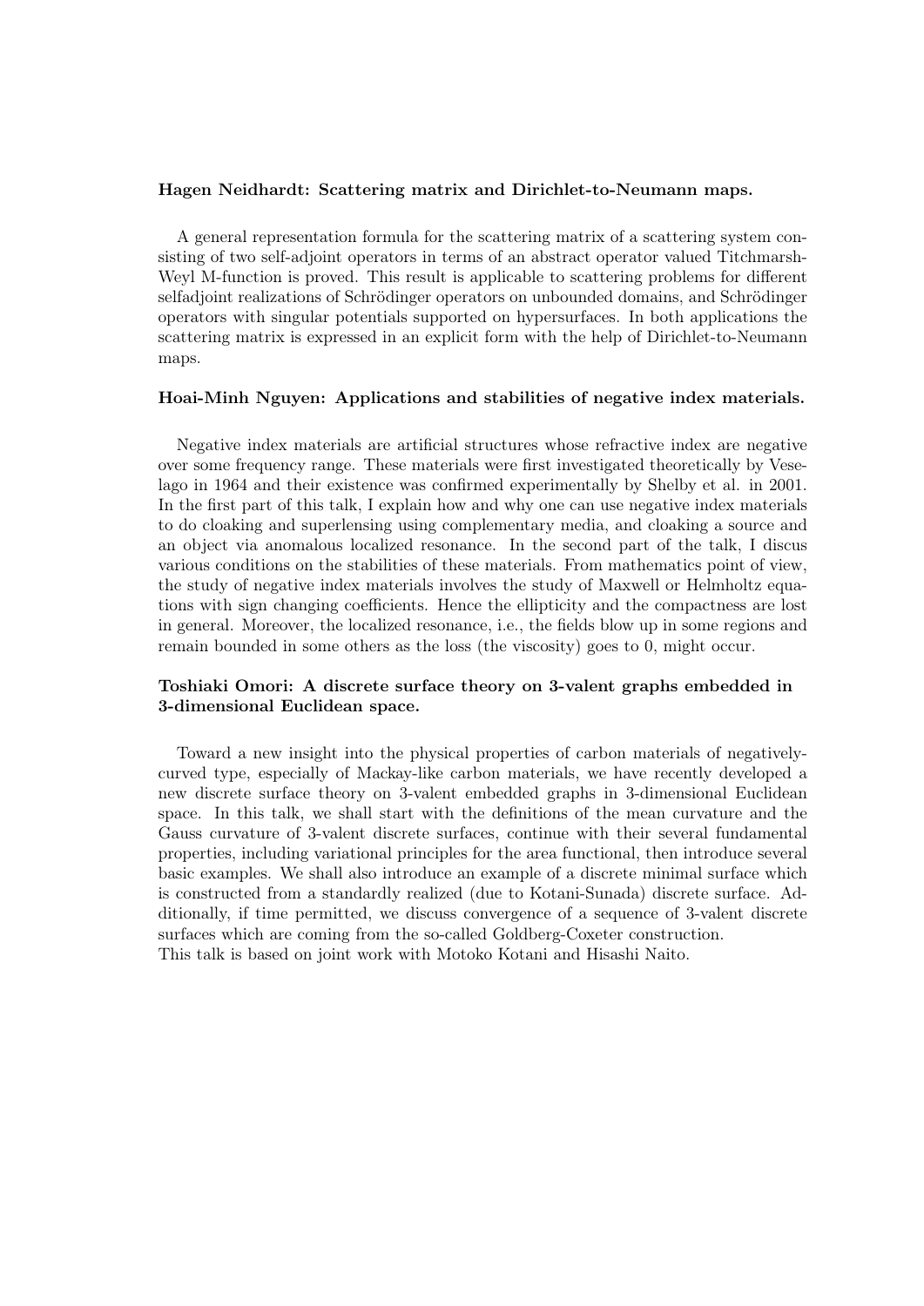**Hagen Neidhardt: Scattering matrix and Dirichlet-to-Neumann maps.**

A general representation formula for the scattering matrix of a scattering system consisting of two self-adjoint operators in terms of an abstract operator valued Titchmarsh-Weyl M-function is proved. This result is applicable to scattering problems for different selfadjoint realizations of Schrödinger operators on unbounded domains, and Schrödinger operators with singular potentials supported on hypersurfaces. In both applications the scattering matrix is expressed in an explicit form with the help of Dirichlet-to-Neumann maps.

**Hoai-Minh Nguyen: Applications and stabilities of negative index materials.**

Negative index materials are artificial structures whose refractive index are negative over some frequency range. These materials were first investigated theoretically by Veselago in 1964 and their existence was confirmed experimentally by Shelby et al. in 2001. In the first part of this talk, I explain how and why one can use negative index materials to do cloaking and superlensing using complementary media, and cloaking a source and an object via anomalous localized resonance. In the second part of the talk, I discus various conditions on the stabilities of these materials. From mathematics point of view, the study of negative index materials involves the study of Maxwell or Helmholtz equations with sign changing coefficients. Hence the ellipticity and the compactness are lost in general. Moreover, the localized resonance, i.e., the fields blow up in some regions and remain bounded in some others as the loss (the viscosity) goes to 0, might occur.

**Toshiaki Omori: A discrete surface theory on 3-valent graphs embedded in 3-dimensional Euclidean space.**

Toward a new insight into the physical properties of carbon materials of negatively-curved type, especially of Mackay-like carbon materials, we have recently developed a new discrete surface theory on 3-valent embedded graphs in 3-dimensional Euclidean space. In this talk, we shall start with the definitions of the mean curvature and the Gauss curvature of 3-valent discrete surfaces, continue with their several fundamental properties, including variational principles for the area functional, then introduce several basic examples. We shall also introduce an example of a discrete minimal surface which is constructed from a standardly realized (due to Kotani-Sunada) discrete surface. Additionally, if time permitted, we discuss convergence of a sequence of 3-valent discrete surfaces which are coming from the so-called Goldberg-Coxeter construction.
This talk is based on joint work with Motoko Kotani and Hisashi Naito.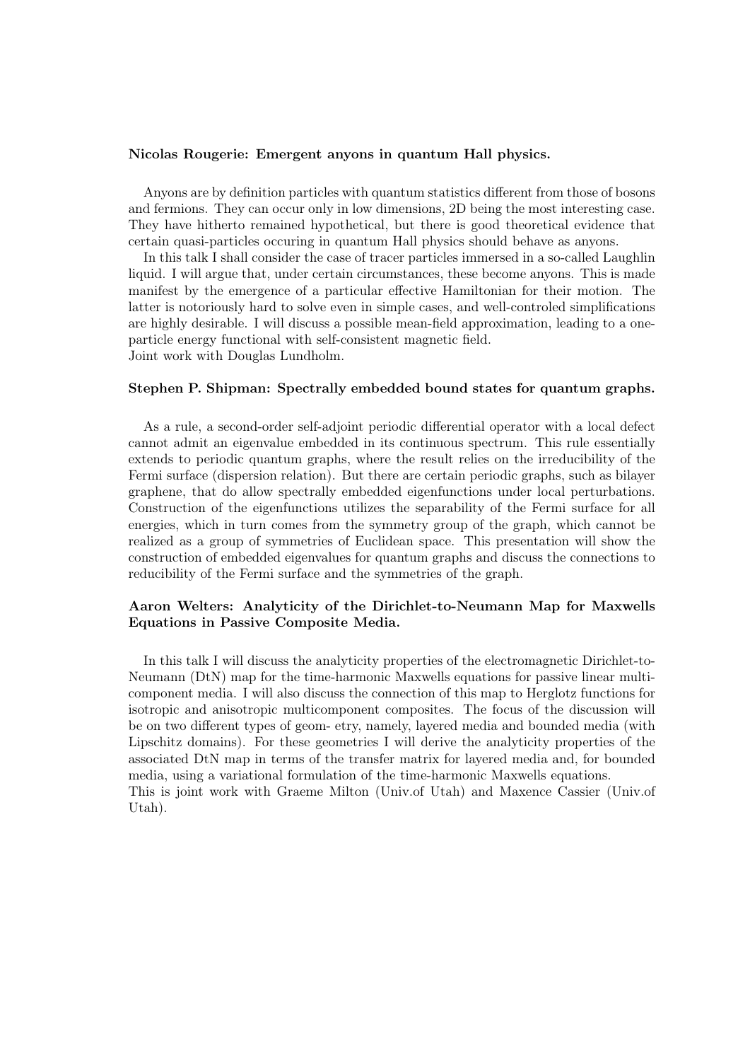**Nicolas Rougerie: Emergent anyons in quantum Hall physics.**

Anyons are by definition particles with quantum statistics different from those of bosons and fermions. They can occur only in low dimensions, 2D being the most interesting case. They have hitherto remained hypothetical, but there is good theoretical evidence that certain quasi-particles occuring in quantum Hall physics should behave as anyons.

In this talk I shall consider the case of tracer particles immersed in a so-called Laughlin liquid. I will argue that, under certain circumstances, these become anyons. This is made manifest by the emergence of a particular effective Hamiltonian for their motion. The latter is notoriously hard to solve even in simple cases, and well-controled simplifications are highly desirable. I will discuss a possible mean-field approximation, leading to a one-particle energy functional with self-consistent magnetic field.
Joint work with Douglas Lundholm.

**Stephen P. Shipman: Spectrally embedded bound states for quantum graphs.**

As a rule, a second-order self-adjoint periodic differential operator with a local defect cannot admit an eigenvalue embedded in its continuous spectrum. This rule essentially extends to periodic quantum graphs, where the result relies on the irreducibility of the Fermi surface (dispersion relation). But there are certain periodic graphs, such as bilayer graphene, that do allow spectrally embedded eigenfunctions under local perturbations. Construction of the eigenfunctions utilizes the separability of the Fermi surface for all energies, which in turn comes from the symmetry group of the graph, which cannot be realized as a group of symmetries of Euclidean space. This presentation will show the construction of embedded eigenvalues for quantum graphs and discuss the connections to reducibility of the Fermi surface and the symmetries of the graph.

**Aaron Welters: Analyticity of the Dirichlet-to-Neumann Map for Maxwells Equations in Passive Composite Media.**

In this talk I will discuss the analyticity properties of the electromagnetic Dirichlet-to-Neumann (DtN) map for the time-harmonic Maxwells equations for passive linear multi-component media. I will also discuss the connection of this map to Herglotz functions for isotropic and anisotropic multicomponent composites. The focus of the discussion will be on two different types of geom- etry, namely, layered media and bounded media (with Lipschitz domains). For these geometries I will derive the analyticity properties of the associated DtN map in terms of the transfer matrix for layered media and, for bounded media, using a variational formulation of the time-harmonic Maxwells equations.
This is joint work with Graeme Milton (Univ.of Utah) and Maxence Cassier (Univ.of Utah).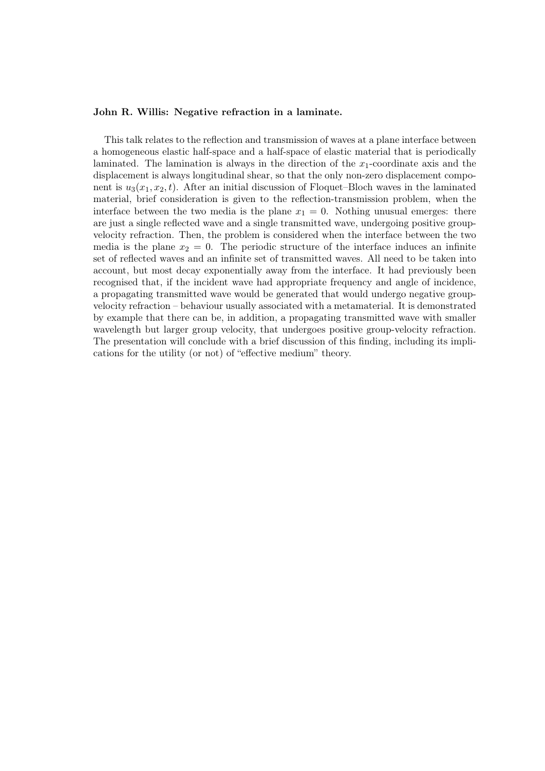**John R. Willis: Negative refraction in a laminate.**

This talk relates to the reflection and transmission of waves at a plane interface between a homogeneous elastic half-space and a half-space of elastic material that is periodically laminated. The lamination is always in the direction of the $x_1$-coordinate axis and the displacement is always longitudinal shear, so that the only non-zero displacement component is $u_3(x_1, x_2, t)$. After an initial discussion of Floquet–Bloch waves in the laminated material, brief consideration is given to the reflection-transmission problem, when the interface between the two media is the plane $x_1 = 0$. Nothing unusual emerges: there are just a single reflected wave and a single transmitted wave, undergoing positive group-velocity refraction. Then, the problem is considered when the interface between the two media is the plane $x_2 = 0$. The periodic structure of the interface induces an infinite set of reflected waves and an infinite set of transmitted waves. All need to be taken into account, but most decay exponentially away from the interface. It had previously been recognised that, if the incident wave had appropriate frequency and angle of incidence, a propagating transmitted wave would be generated that would undergo negative group-velocity refraction – behaviour usually associated with a metamaterial. It is demonstrated by example that there can be, in addition, a propagating transmitted wave with smaller wavelength but larger group velocity, that undergoes positive group-velocity refraction. The presentation will conclude with a brief discussion of this finding, including its implications for the utility (or not) of "effective medium" theory.